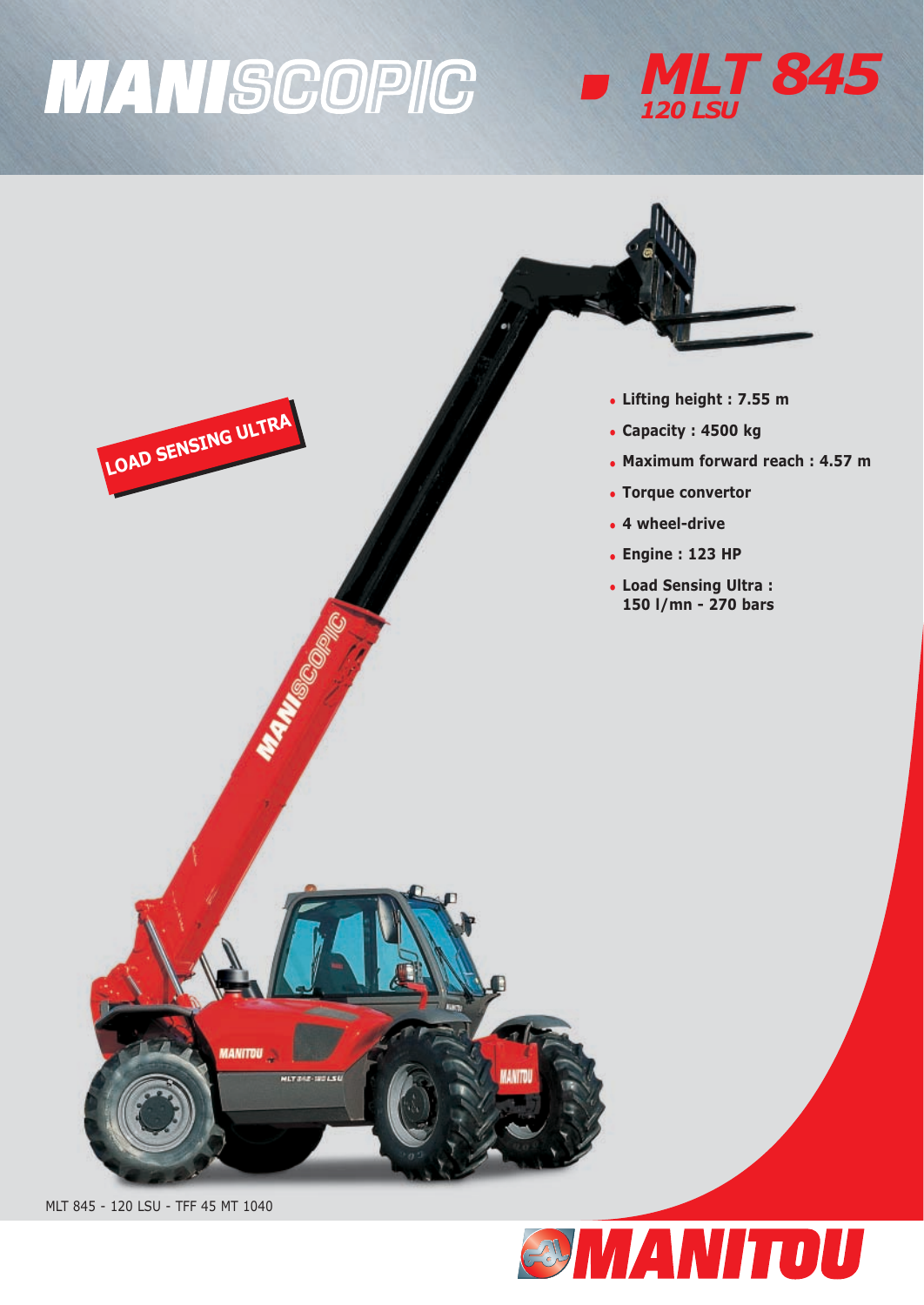# MANISCOPIC

## MLT 845
### 120 LSU

LOAD SENSING ULTRA

- **Lifting height : 7.55 m**
- **Capacity : 4500 kg**
- **Maximum forward reach : 4.57 m**
- **Torque convertor**
- **4 wheel-drive**
- **Engine : 123 HP**
- **Load Sensing Ultra : 150 l/mn - 270 bars**

MLT 845 - 120 LSU - TFF 45 MT 1040

MANITOU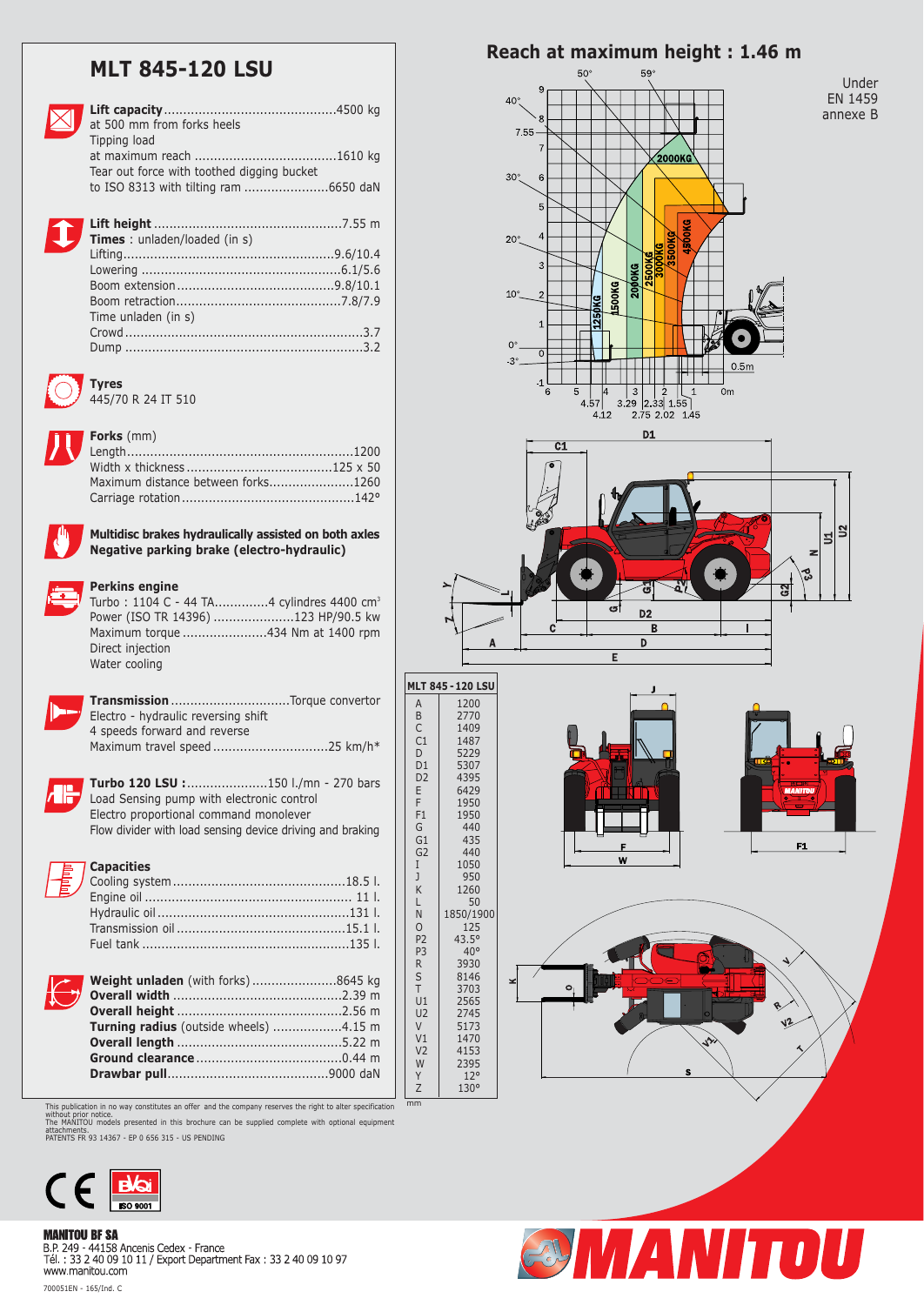# MLT 845-120 LSU

**Lift capacity**............................................4500 kg
at 500 mm from forks heels
Tipping load
at maximum reach ....................................1610 kg
Tear out force with toothed digging bucket
to ISO 8313 with tilting ram ......................6650 daN

**Lift height** ................................................7.55 m
**Times** : unladen/loaded (in s)
Lifting......................................................9.6/10.4
Lowering ...................................................6.1/5.6
Boom extension .........................................9.8/10.1
Boom retraction..........................................7.8/7.9
Time unladen (in s)
Crowd .............................................................3.7
Dump .............................................................3.2

**Tyres**
445/70 R 24 IT 510

**Forks** (mm)
Length.........................................................1200
Width x thickness .....................................125 x 50
Maximum distance between forks......................1260
Carriage rotation ............................................142°

**Multidisc brakes hydraulically assisted on both axles**
**Negative parking brake (electro-hydraulic)**

**Perkins engine**
Turbo : 1104 C - 44 TA..............4 cylinders 4400 cm³
Power (ISO TR 14396) .....................123 HP/90.5 kw
Maximum torque ......................434 Nm at 1400 rpm
Direct injection
Water cooling

**Transmission** ...............................Torque convertor
Electro - hydraulic reversing shift
4 speeds forward and reverse
Maximum travel speed ..............................25 km/h*

**Turbo 120 LSU :**.....................150 l./mn - 270 bars
Load Sensing pump with electronic control
Electro proportional command monolever
Flow divider with load sensing device driving and braking

**Capacities**
Cooling system............................................18.5 l.
Engine oil ..................................................... 11 l.
Hydraulic oil.................................................131 l.
Transmission oil ...........................................15.1 l.
Fuel tank .....................................................135 l.

**Weight unladen** (with forks) ......................8645 kg
**Overall width** ...........................................2.39 m
**Overall height** ..........................................2.56 m
**Turning radius** (outside wheels) ..................4.15 m
**Overall length** ..........................................5.22 m
**Ground clearance**.....................................0.44 m
**Drawbar pull**.........................................9000 daN

This publication in no way constitutes an offer and the company reserves the right to alter specification without prior notice.
The MANITOU models presented in this brochure can be supplied complete with optional equipment attachments.
PATENTS FR 93 14367 - EP 0 656 315 - US PENDING

## Reach at maximum height : 1.46 m

Under EN 1459 annexe B

50° 59° 40° 30° 20° 10° 0° -3°
9 8 7.55 7 6 5 4 3 2 1 0 -1
6 5 4 3 2 1 0m
4.57 4.12 3.29 2.75 2.33 2.02 1.55 1.45
0.5m
1250KG 1500KG 2000KG 2500KG 3000KG 3500KG 4500KG 2000KG

| MLT 845 - 120 LSU | |
|---|---|
| A | 1200 |
| B | 2770 |
| C | 1409 |
| C1 | 1487 |
| D | 5229 |
| D1 | 5307 |
| D2 | 4395 |
| E | 6429 |
| F | 1950 |
| F1 | 1950 |
| G | 440 |
| G1 | 435 |
| G2 | 440 |
| I | 1050 |
| J | 950 |
| K | 1260 |
| L | 50 |
| N | 1850/1900 |
| O | 125 |
| P2 | 43.5° |
| P3 | 40° |
| R | 3930 |
| S | 8146 |
| T | 3703 |
| U1 | 2565 |
| U2 | 2745 |
| V | 5173 |
| V1 | 1470 |
| V2 | 4153 |
| W | 2395 |
| Y | 12° |
| Z | 130° |

mm

**MANITOU BF SA**
B.P. 249 - 44158 Ancenis Cedex - France
Tél. : 33 2 40 09 10 11 / Export Department Fax : 33 2 40 09 10 97
www.manitou.com

700051EN - 165/Ind. C